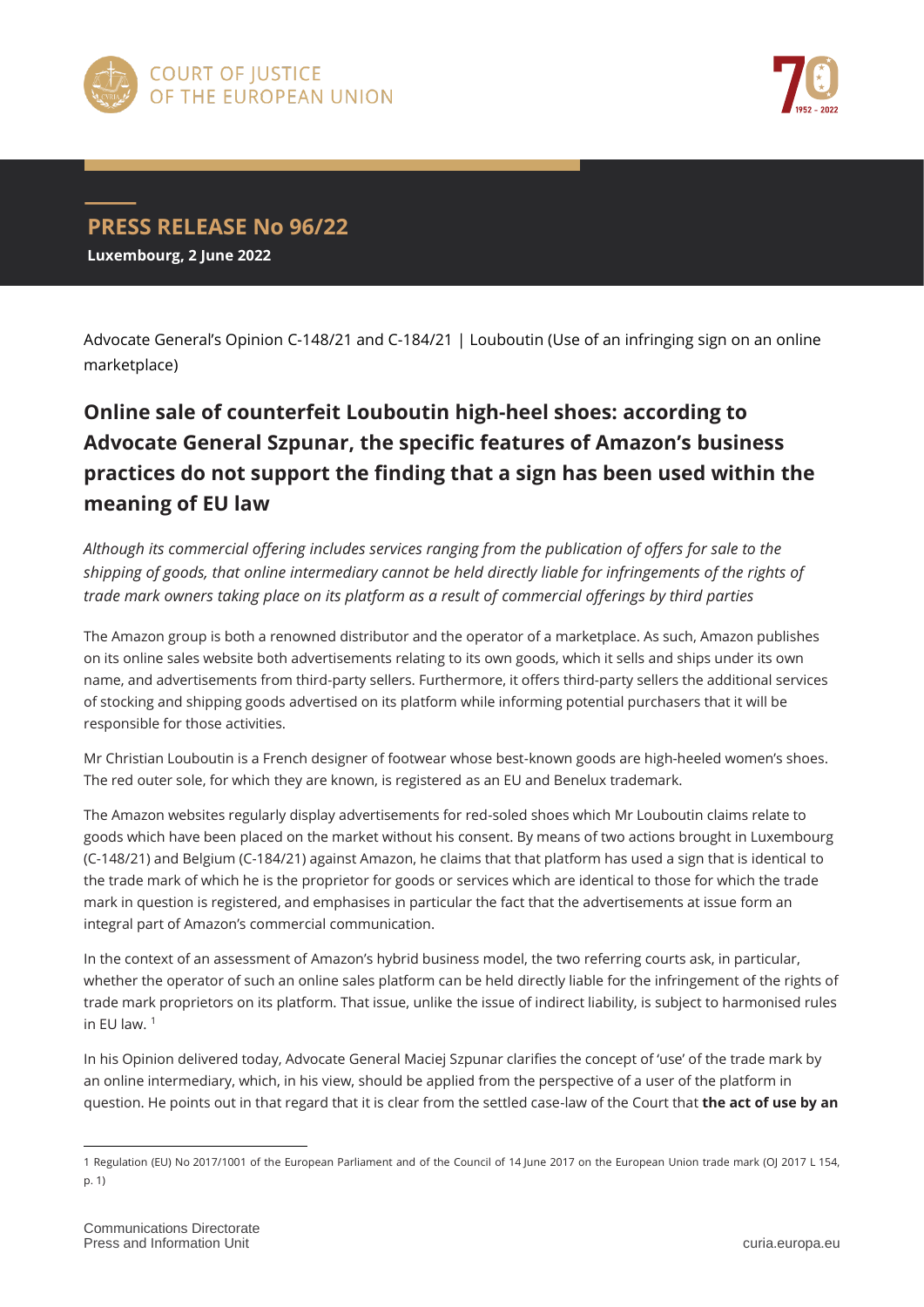COURT OF JUSTICE OF THE EUROPEAN UNION

## PRESS RELEASE No 96/22

**Luxembourg, 2 June 2022**

Advocate General's Opinion C-148/21 and C-184/21 | Louboutin (Use of an infringing sign on an online marketplace)

# Online sale of counterfeit Louboutin high-heel shoes: according to Advocate General Szpunar, the specific features of Amazon's business practices do not support the finding that a sign has been used within the meaning of EU law

*Although its commercial offering includes services ranging from the publication of offers for sale to the shipping of goods, that online intermediary cannot be held directly liable for infringements of the rights of trade mark owners taking place on its platform as a result of commercial offerings by third parties*

The Amazon group is both a renowned distributor and the operator of a marketplace. As such, Amazon publishes on its online sales website both advertisements relating to its own goods, which it sells and ships under its own name, and advertisements from third-party sellers. Furthermore, it offers third-party sellers the additional services of stocking and shipping goods advertised on its platform while informing potential purchasers that it will be responsible for those activities.

Mr Christian Louboutin is a French designer of footwear whose best-known goods are high-heeled women's shoes. The red outer sole, for which they are known, is registered as an EU and Benelux trademark.

The Amazon websites regularly display advertisements for red-soled shoes which Mr Louboutin claims relate to goods which have been placed on the market without his consent. By means of two actions brought in Luxembourg (C-148/21) and Belgium (C-184/21) against Amazon, he claims that that platform has used a sign that is identical to the trade mark of which he is the proprietor for goods or services which are identical to those for which the trade mark in question is registered, and emphasises in particular the fact that the advertisements at issue form an integral part of Amazon's commercial communication.

In the context of an assessment of Amazon's hybrid business model, the two referring courts ask, in particular, whether the operator of such an online sales platform can be held directly liable for the infringement of the rights of trade mark proprietors on its platform. That issue, unlike the issue of indirect liability, is subject to harmonised rules in EU law. [1]

In his Opinion delivered today, Advocate General Maciej Szpunar clarifies the concept of 'use' of the trade mark by an online intermediary, which, in his view, should be applied from the perspective of a user of the platform in question. He points out in that regard that it is clear from the settled case-law of the Court that **the act of use by an**

---

[1] Regulation (EU) No 2017/1001 of the European Parliament and of the Council of 14 June 2017 on the European Union trade mark (OJ 2017 L 154, p. 1)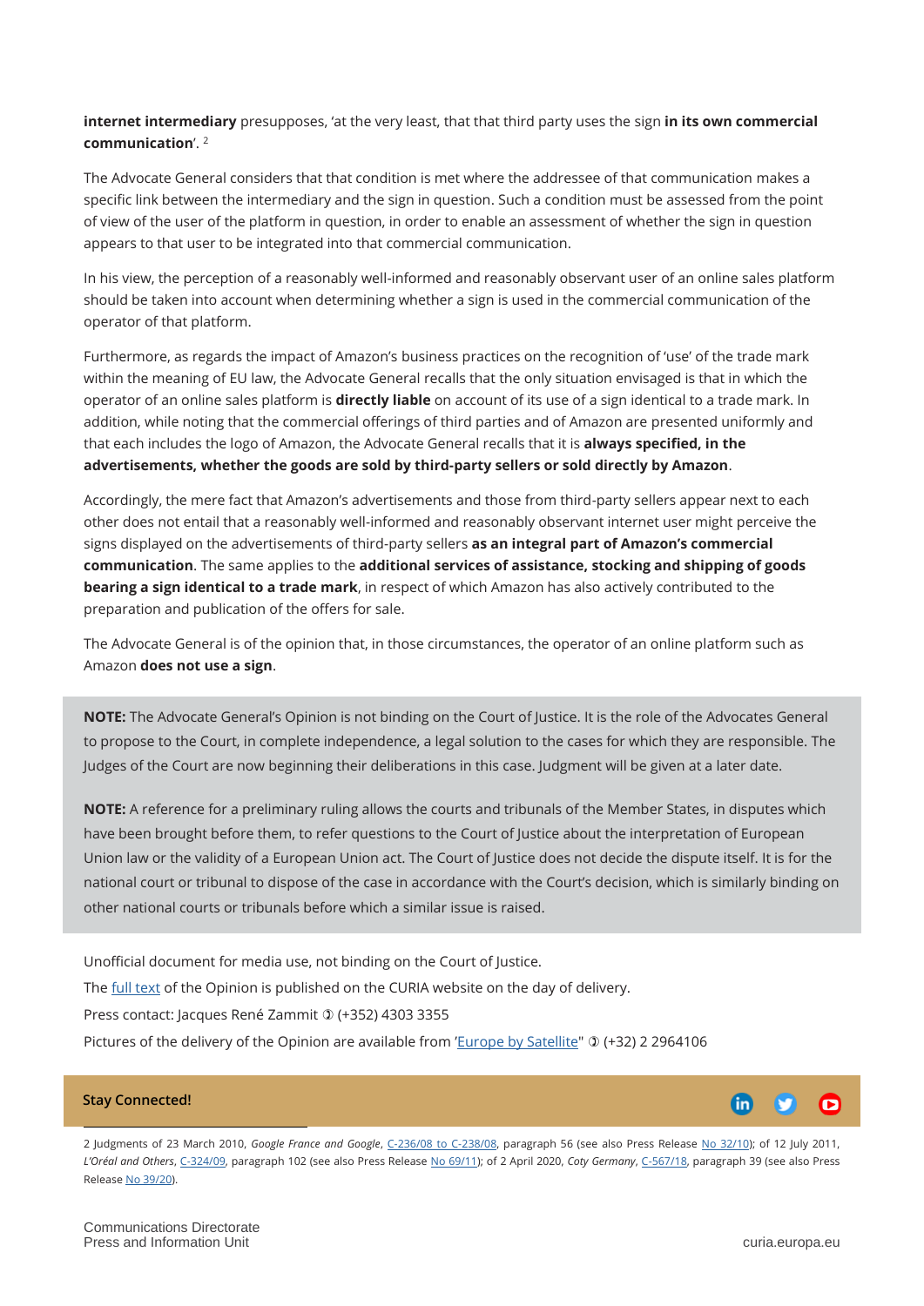**internet intermediary** presupposes, 'at the very least, that that third party uses the sign **in its own commercial communication**'. [2]

The Advocate General considers that that condition is met where the addressee of that communication makes a specific link between the intermediary and the sign in question. Such a condition must be assessed from the point of view of the user of the platform in question, in order to enable an assessment of whether the sign in question appears to that user to be integrated into that commercial communication.

In his view, the perception of a reasonably well-informed and reasonably observant user of an online sales platform should be taken into account when determining whether a sign is used in the commercial communication of the operator of that platform.

Furthermore, as regards the impact of Amazon's business practices on the recognition of 'use' of the trade mark within the meaning of EU law, the Advocate General recalls that the only situation envisaged is that in which the operator of an online sales platform is **directly liable** on account of its use of a sign identical to a trade mark. In addition, while noting that the commercial offerings of third parties and of Amazon are presented uniformly and that each includes the logo of Amazon, the Advocate General recalls that it is **always specified, in the advertisements, whether the goods are sold by third-party sellers or sold directly by Amazon**.

Accordingly, the mere fact that Amazon's advertisements and those from third-party sellers appear next to each other does not entail that a reasonably well-informed and reasonably observant internet user might perceive the signs displayed on the advertisements of third-party sellers **as an integral part of Amazon's commercial communication**. The same applies to the **additional services of assistance, stocking and shipping of goods bearing a sign identical to a trade mark**, in respect of which Amazon has also actively contributed to the preparation and publication of the offers for sale.

The Advocate General is of the opinion that, in those circumstances, the operator of an online platform such as Amazon **does not use a sign**.

**NOTE:** The Advocate General's Opinion is not binding on the Court of Justice. It is the role of the Advocates General to propose to the Court, in complete independence, a legal solution to the cases for which they are responsible. The Judges of the Court are now beginning their deliberations in this case. Judgment will be given at a later date.

**NOTE:** A reference for a preliminary ruling allows the courts and tribunals of the Member States, in disputes which have been brought before them, to refer questions to the Court of Justice about the interpretation of European Union law or the validity of a European Union act. The Court of Justice does not decide the dispute itself. It is for the national court or tribunal to dispose of the case in accordance with the Court's decision, which is similarly binding on other national courts or tribunals before which a similar issue is raised.

Unofficial document for media use, not binding on the Court of Justice.

The full text of the Opinion is published on the CURIA website on the day of delivery.

Press contact: Jacques René Zammit ✆ (+352) 4303 3355

Pictures of the delivery of the Opinion are available from 'Europe by Satellite" ✆ (+32) 2 2964106

**Stay Connected!**

[2] Judgments of 23 March 2010, *Google France and Google*, C-236/08 to C-238/08, paragraph 56 (see also Press Release No 32/10); of 12 July 2011, *L'Oréal and Others*, C-324/09, paragraph 102 (see also Press Release No 69/11); of 2 April 2020, *Coty Germany*, C-567/18, paragraph 39 (see also Press Release No 39/20).

Communications Directorate
Press and Information Unit

curia.europa.eu